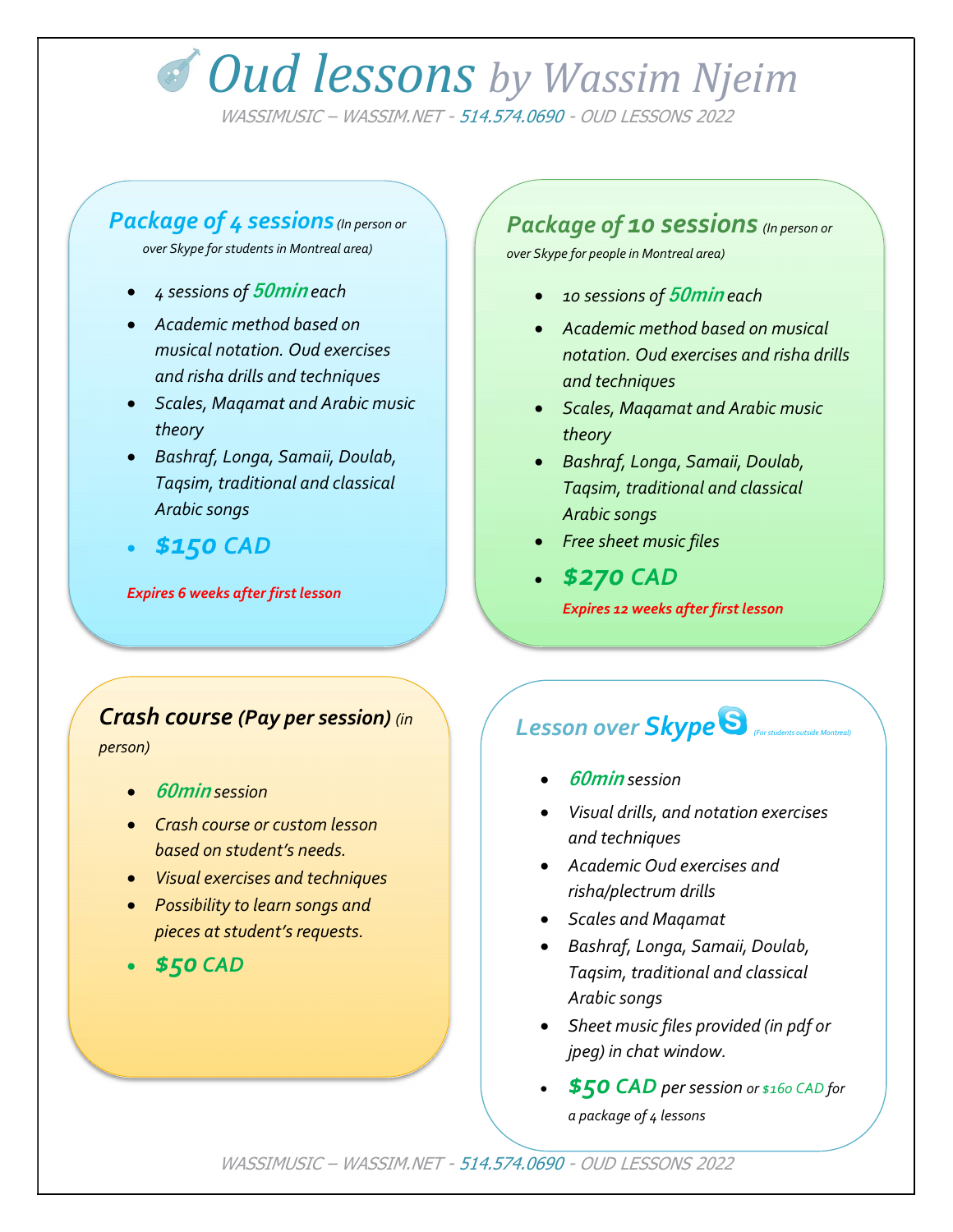# Oud lessons by Wassim Njeim

WASSIMUSIC – WASSIM.NET - 514.574.0690 - OUD LESSONS 2022

## Package of 4 sessions *(In person or over Skype for students in Montreal area)*

- *4 sessions of **50min** each*
- *Academic method based on musical notation. Oud exercises and risha drills and techniques*
- *Scales, Maqamat and Arabic music theory*
- *Bashraf, Longa, Samaii, Doulab, Taqsim, traditional and classical Arabic songs*
- ***$150 CAD***

***Expires 6 weeks after first lesson***

## Package of 10 sessions *(In person or over Skype for people in Montreal area)*

- *10 sessions of **50min** each*
- *Academic method based on musical notation. Oud exercises and risha drills and techniques*
- *Scales, Maqamat and Arabic music theory*
- *Bashraf, Longa, Samaii, Doulab, Taqsim, traditional and classical Arabic songs*
- *Free sheet music files*
- ***$270 CAD***

***Expires 12 weeks after first lesson***

## Crash course (Pay per session) *(in person)*

- ***60min** session*
- *Crash course or custom lesson based on student's needs.*
- *Visual exercises and techniques*
- *Possibility to learn songs and pieces at student's requests.*
- ***$50 CAD***

## Lesson over Skype *(For students outside Montreal)*

- ***60min** session*
- *Visual drills, and notation exercises and techniques*
- *Academic Oud exercises and risha/plectrum drills*
- *Scales and Maqamat*
- *Bashraf, Longa, Samaii, Doulab, Taqsim, traditional and classical Arabic songs*
- *Sheet music files provided (in pdf or jpeg) in chat window.*
- ***$50 CAD** per session or $160 CAD for a package of 4 lessons*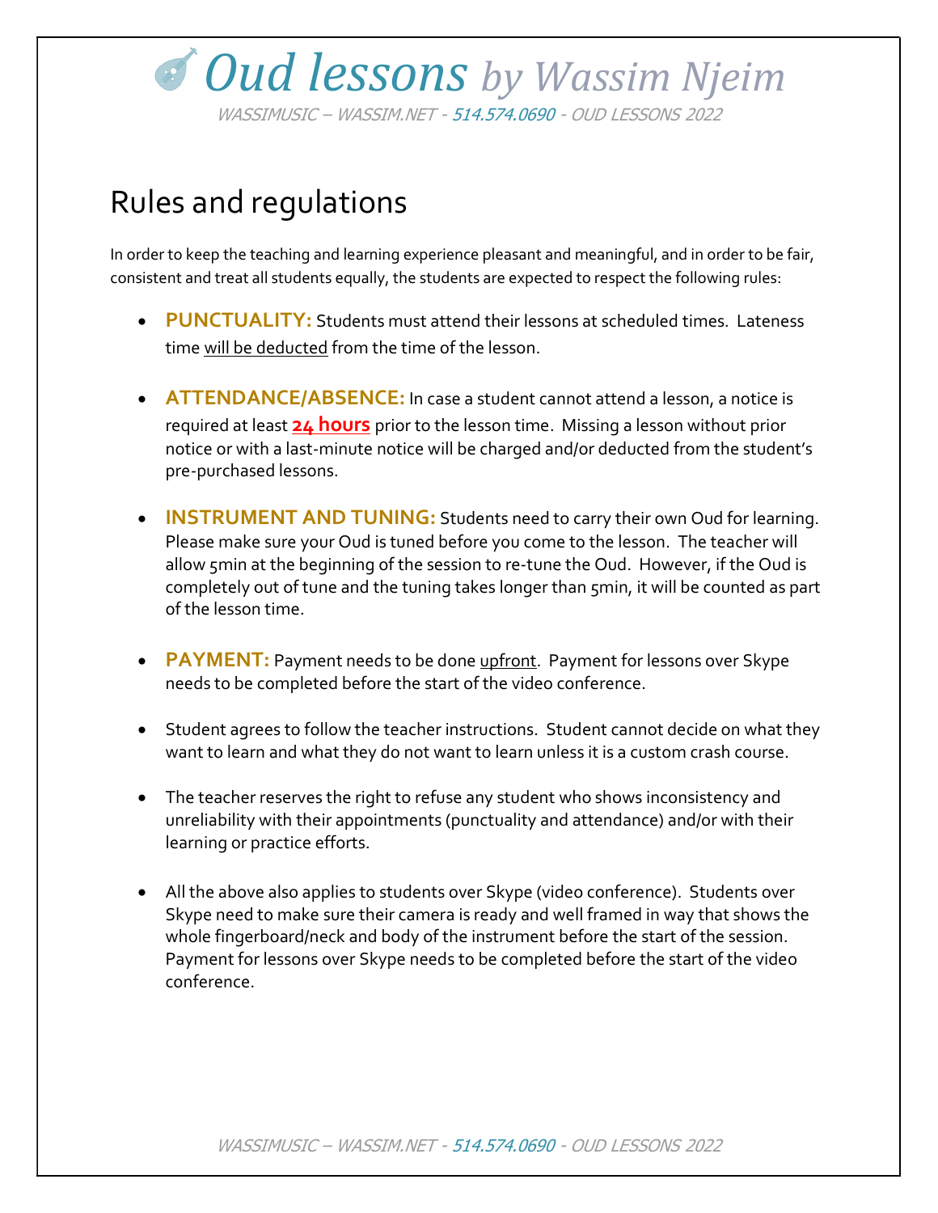# Rules and regulations

In order to keep the teaching and learning experience pleasant and meaningful, and in order to be fair, consistent and treat all students equally, the students are expected to respect the following rules:

- **PUNCTUALITY:** Students must attend their lessons at scheduled times. Lateness time <u>will be deducted</u> from the time of the lesson.

- **ATTENDANCE/ABSENCE:** In case a student cannot attend a lesson, a notice is required at least **<u>24 hours</u>** prior to the lesson time. Missing a lesson without prior notice or with a last-minute notice will be charged and/or deducted from the student's pre-purchased lessons.

- **INSTRUMENT AND TUNING:** Students need to carry their own Oud for learning. Please make sure your Oud is tuned before you come to the lesson. The teacher will allow 5min at the beginning of the session to re-tune the Oud. However, if the Oud is completely out of tune and the tuning takes longer than 5min, it will be counted as part of the lesson time.

- **PAYMENT:** Payment needs to be done <u>upfront</u>. Payment for lessons over Skype needs to be completed before the start of the video conference.

- Student agrees to follow the teacher instructions. Student cannot decide on what they want to learn and what they do not want to learn unless it is a custom crash course.

- The teacher reserves the right to refuse any student who shows inconsistency and unreliability with their appointments (punctuality and attendance) and/or with their learning or practice efforts.

- All the above also applies to students over Skype (video conference). Students over Skype need to make sure their camera is ready and well framed in way that shows the whole fingerboard/neck and body of the instrument before the start of the session. Payment for lessons over Skype needs to be completed before the start of the video conference.